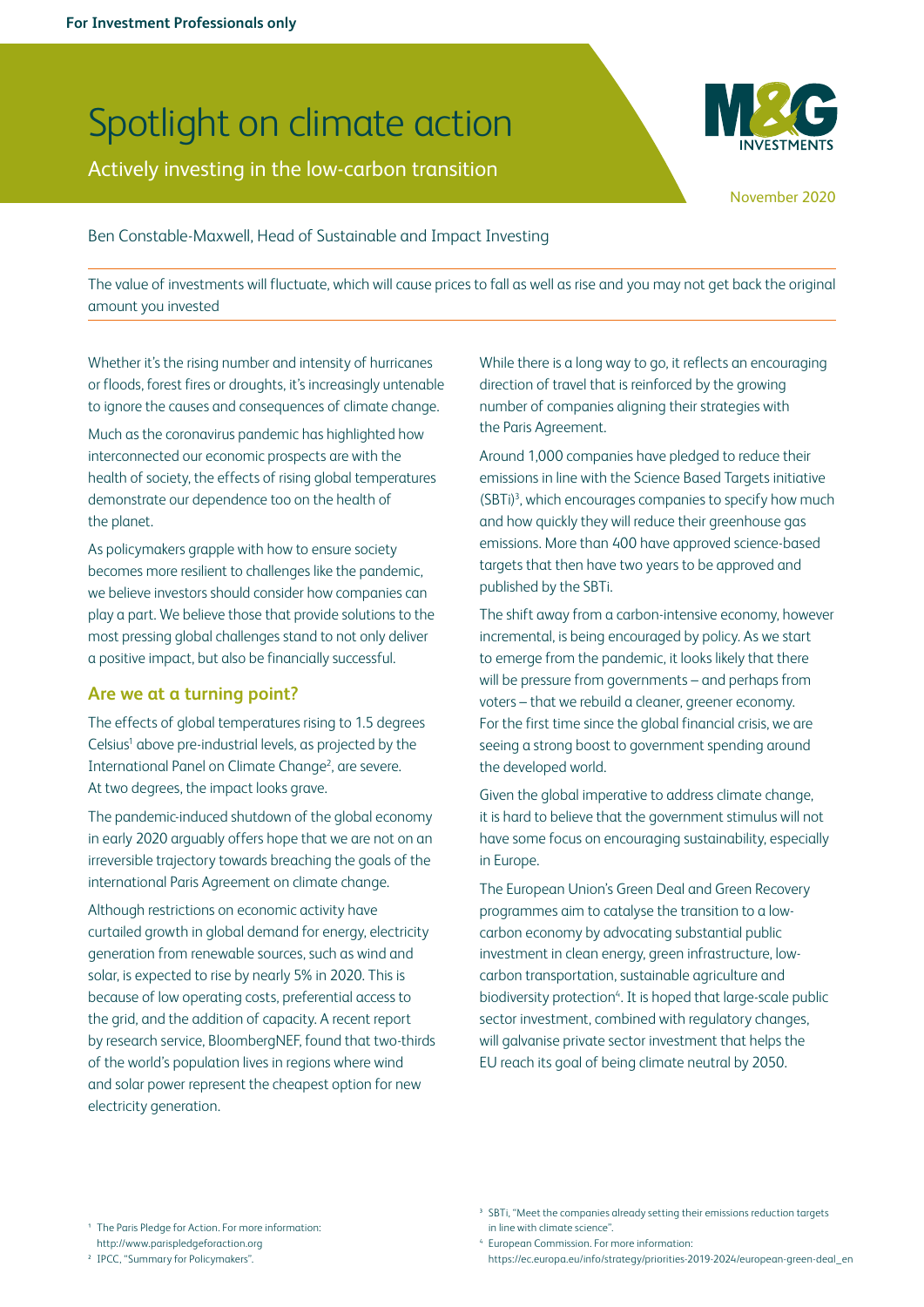For Investment Professionals only

# Spotlight on climate action

Actively investing in the low-carbon transition

November 2020

Ben Constable-Maxwell, Head of Sustainable and Impact Investing

The value of investments will fluctuate, which will cause prices to fall as well as rise and you may not get back the original amount you invested

Whether it's the rising number and intensity of hurricanes or floods, forest fires or droughts, it's increasingly untenable to ignore the causes and consequences of climate change.

Much as the coronavirus pandemic has highlighted how interconnected our economic prospects are with the health of society, the effects of rising global temperatures demonstrate our dependence too on the health of the planet.

As policymakers grapple with how to ensure society becomes more resilient to challenges like the pandemic, we believe investors should consider how companies can play a part. We believe those that provide solutions to the most pressing global challenges stand to not only deliver a positive impact, but also be financially successful.

## Are we at a turning point?

The effects of global temperatures rising to 1.5 degrees Celsius[1] above pre-industrial levels, as projected by the International Panel on Climate Change[2], are severe. At two degrees, the impact looks grave.

The pandemic-induced shutdown of the global economy in early 2020 arguably offers hope that we are not on an irreversible trajectory towards breaching the goals of the international Paris Agreement on climate change.

Although restrictions on economic activity have curtailed growth in global demand for energy, electricity generation from renewable sources, such as wind and solar, is expected to rise by nearly 5% in 2020. This is because of low operating costs, preferential access to the grid, and the addition of capacity. A recent report by research service, BloombergNEF, found that two-thirds of the world's population lives in regions where wind and solar power represent the cheapest option for new electricity generation.

While there is a long way to go, it reflects an encouraging direction of travel that is reinforced by the growing number of companies aligning their strategies with the Paris Agreement.

Around 1,000 companies have pledged to reduce their emissions in line with the Science Based Targets initiative (SBTi)[3], which encourages companies to specify how much and how quickly they will reduce their greenhouse gas emissions. More than 400 have approved science-based targets that then have two years to be approved and published by the SBTi.

The shift away from a carbon-intensive economy, however incremental, is being encouraged by policy. As we start to emerge from the pandemic, it looks likely that there will be pressure from governments – and perhaps from voters – that we rebuild a cleaner, greener economy. For the first time since the global financial crisis, we are seeing a strong boost to government spending around the developed world.

Given the global imperative to address climate change, it is hard to believe that the government stimulus will not have some focus on encouraging sustainability, especially in Europe.

The European Union's Green Deal and Green Recovery programmes aim to catalyse the transition to a low-carbon economy by advocating substantial public investment in clean energy, green infrastructure, low-carbon transportation, sustainable agriculture and biodiversity protection[4]. It is hoped that large-scale public sector investment, combined with regulatory changes, will galvanise private sector investment that helps the EU reach its goal of being climate neutral by 2050.

[1] The Paris Pledge for Action. For more information: http://www.parispledgeforaction.org
[2] IPCC, "Summary for Policymakers".
[3] SBTi, "Meet the companies already setting their emissions reduction targets in line with climate science".
[4] European Commission. For more information: https://ec.europa.eu/info/strategy/priorities-2019-2024/european-green-deal_en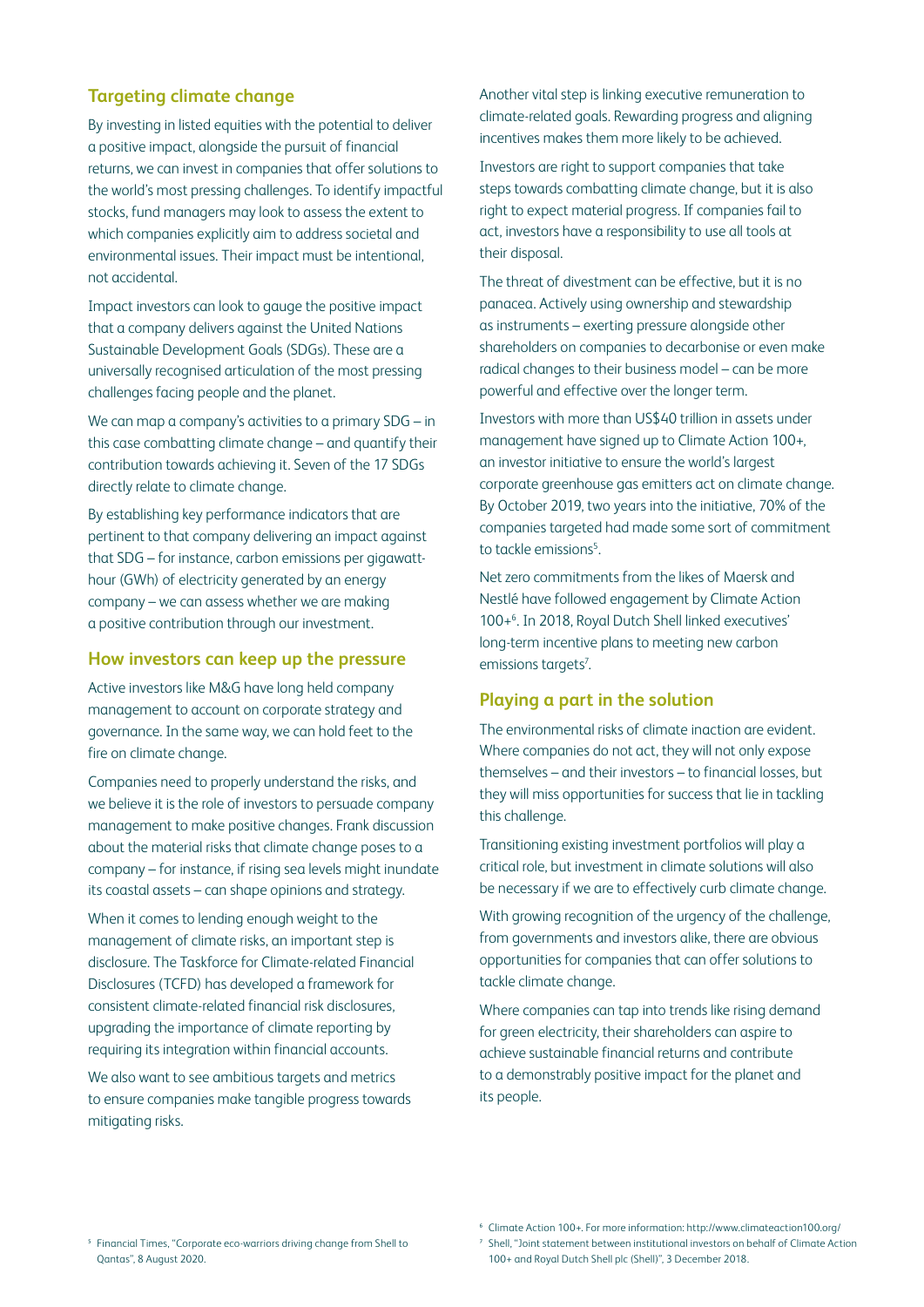## Targeting climate change

By investing in listed equities with the potential to deliver a positive impact, alongside the pursuit of financial returns, we can invest in companies that offer solutions to the world's most pressing challenges. To identify impactful stocks, fund managers may look to assess the extent to which companies explicitly aim to address societal and environmental issues. Their impact must be intentional, not accidental.

Impact investors can look to gauge the positive impact that a company delivers against the United Nations Sustainable Development Goals (SDGs). These are a universally recognised articulation of the most pressing challenges facing people and the planet.

We can map a company's activities to a primary SDG – in this case combatting climate change – and quantify their contribution towards achieving it. Seven of the 17 SDGs directly relate to climate change.

By establishing key performance indicators that are pertinent to that company delivering an impact against that SDG – for instance, carbon emissions per gigawatt-hour (GWh) of electricity generated by an energy company – we can assess whether we are making a positive contribution through our investment.

## How investors can keep up the pressure

Active investors like M&G have long held company management to account on corporate strategy and governance. In the same way, we can hold feet to the fire on climate change.

Companies need to properly understand the risks, and we believe it is the role of investors to persuade company management to make positive changes. Frank discussion about the material risks that climate change poses to a company – for instance, if rising sea levels might inundate its coastal assets – can shape opinions and strategy.

When it comes to lending enough weight to the management of climate risks, an important step is disclosure. The Taskforce for Climate-related Financial Disclosures (TCFD) has developed a framework for consistent climate-related financial risk disclosures, upgrading the importance of climate reporting by requiring its integration within financial accounts.

We also want to see ambitious targets and metrics to ensure companies make tangible progress towards mitigating risks.

Another vital step is linking executive remuneration to climate-related goals. Rewarding progress and aligning incentives makes them more likely to be achieved.

Investors are right to support companies that take steps towards combatting climate change, but it is also right to expect material progress. If companies fail to act, investors have a responsibility to use all tools at their disposal.

The threat of divestment can be effective, but it is no panacea. Actively using ownership and stewardship as instruments – exerting pressure alongside other shareholders on companies to decarbonise or even make radical changes to their business model – can be more powerful and effective over the longer term.

Investors with more than US$40 trillion in assets under management have signed up to Climate Action 100+, an investor initiative to ensure the world's largest corporate greenhouse gas emitters act on climate change. By October 2019, two years into the initiative, 70% of the companies targeted had made some sort of commitment to tackle emissions[5].

Net zero commitments from the likes of Maersk and Nestlé have followed engagement by Climate Action 100+[6]. In 2018, Royal Dutch Shell linked executives' long-term incentive plans to meeting new carbon emissions targets[7].

## Playing a part in the solution

The environmental risks of climate inaction are evident. Where companies do not act, they will not only expose themselves – and their investors – to financial losses, but they will miss opportunities for success that lie in tackling this challenge.

Transitioning existing investment portfolios will play a critical role, but investment in climate solutions will also be necessary if we are to effectively curb climate change.

With growing recognition of the urgency of the challenge, from governments and investors alike, there are obvious opportunities for companies that can offer solutions to tackle climate change.

Where companies can tap into trends like rising demand for green electricity, their shareholders can aspire to achieve sustainable financial returns and contribute to a demonstrably positive impact for the planet and its people.

---

[5] Financial Times, "Corporate eco-warriors driving change from Shell to Qantas", 8 August 2020.

[6] Climate Action 100+. For more information: http://www.climateaction100.org/

[7] Shell, "Joint statement between institutional investors on behalf of Climate Action 100+ and Royal Dutch Shell plc (Shell)", 3 December 2018.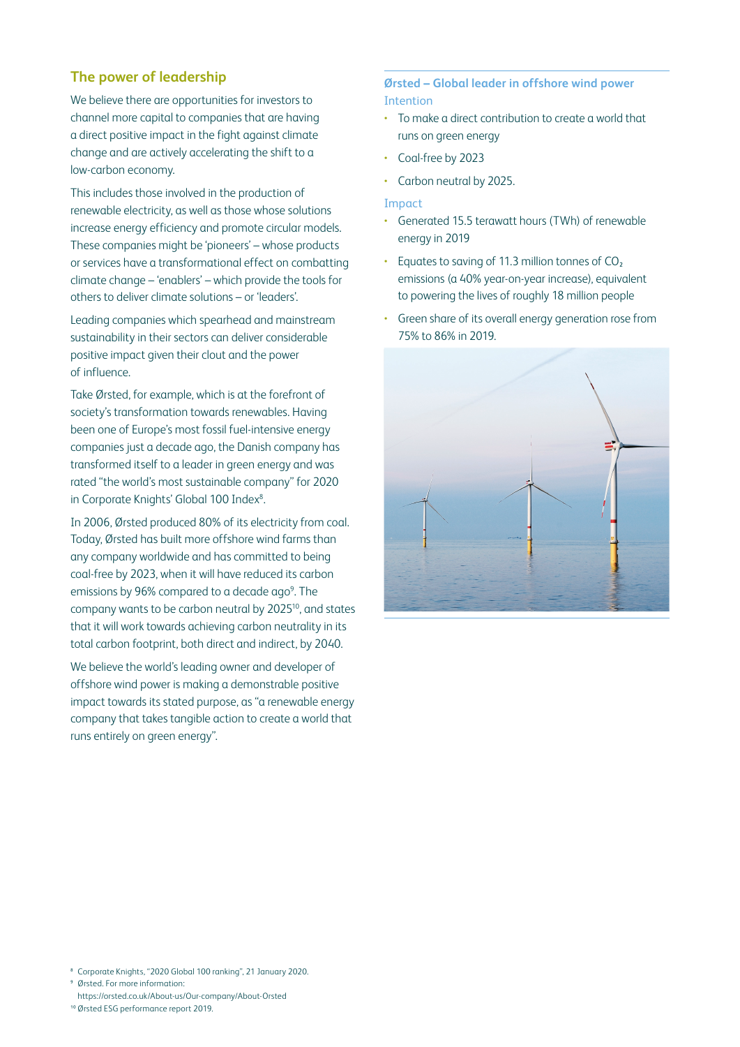## The power of leadership

We believe there are opportunities for investors to channel more capital to companies that are having a direct positive impact in the fight against climate change and are actively accelerating the shift to a low-carbon economy.

This includes those involved in the production of renewable electricity, as well as those whose solutions increase energy efficiency and promote circular models. These companies might be 'pioneers' – whose products or services have a transformational effect on combatting climate change – 'enablers' – which provide the tools for others to deliver climate solutions – or 'leaders'.

Leading companies which spearhead and mainstream sustainability in their sectors can deliver considerable positive impact given their clout and the power of influence.

Take Ørsted, for example, which is at the forefront of society's transformation towards renewables. Having been one of Europe's most fossil fuel-intensive energy companies just a decade ago, the Danish company has transformed itself to a leader in green energy and was rated "the world's most sustainable company" for 2020 in Corporate Knights' Global 100 Index[8].

In 2006, Ørsted produced 80% of its electricity from coal. Today, Ørsted has built more offshore wind farms than any company worldwide and has committed to being coal-free by 2023, when it will have reduced its carbon emissions by 96% compared to a decade ago[9]. The company wants to be carbon neutral by 2025[10], and states that it will work towards achieving carbon neutrality in its total carbon footprint, both direct and indirect, by 2040.

We believe the world's leading owner and developer of offshore wind power is making a demonstrable positive impact towards its stated purpose, as "a renewable energy company that takes tangible action to create a world that runs entirely on green energy".

### Ørsted – Global leader in offshore wind power

**Intention**

- To make a direct contribution to create a world that runs on green energy
- Coal-free by 2023
- Carbon neutral by 2025.

**Impact**

- Generated 15.5 terawatt hours (TWh) of renewable energy in 2019
- Equates to saving of 11.3 million tonnes of $CO_2$ emissions (a 40% year-on-year increase), equivalent to powering the lives of roughly 18 million people
- Green share of its overall energy generation rose from 75% to 86% in 2019.

---

[8] Corporate Knights, "2020 Global 100 ranking", 21 January 2020.
[9] Ørsted. For more information: https://orsted.co.uk/About-us/Our-company/About-Orsted
[10] Ørsted ESG performance report 2019.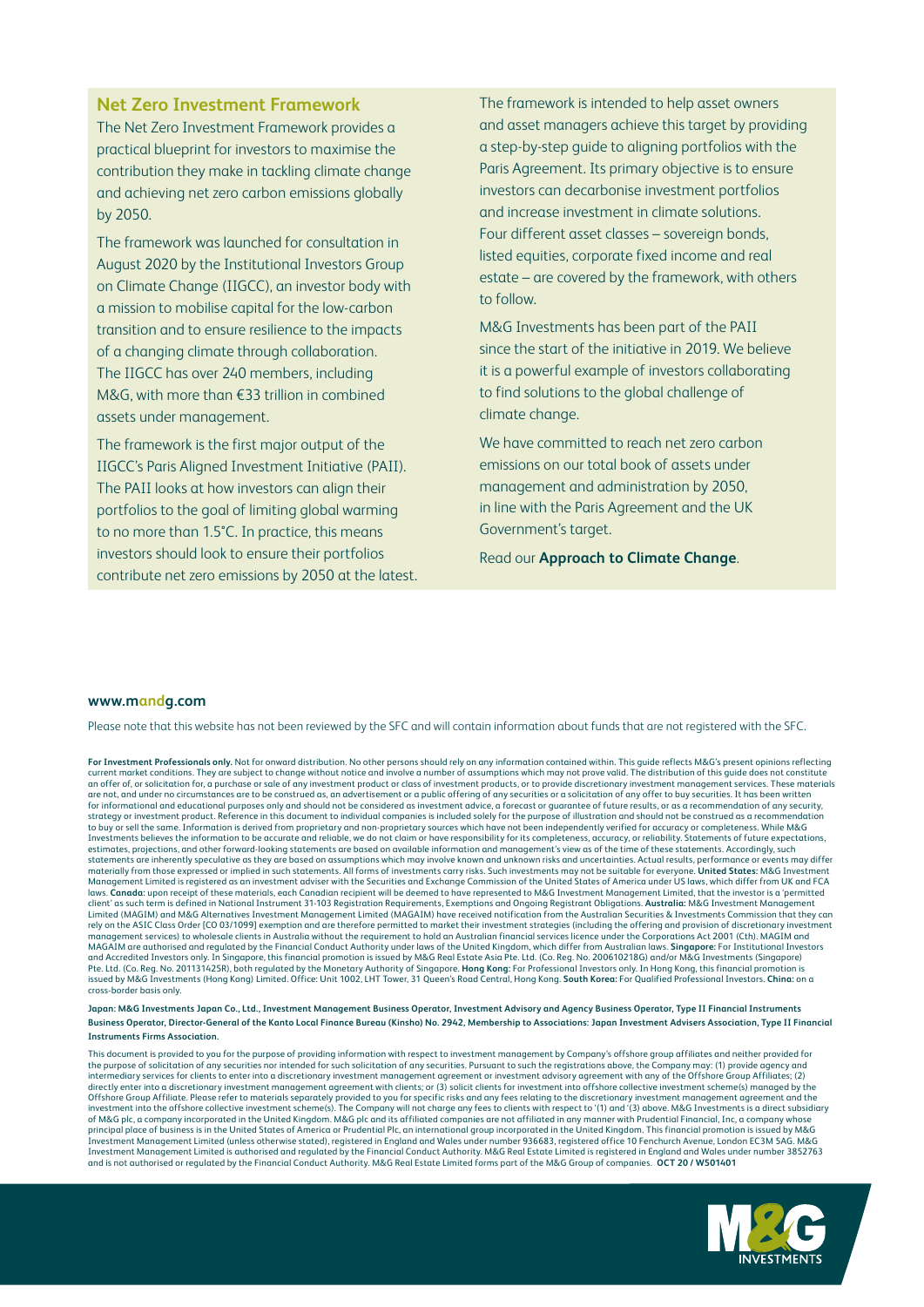## Net Zero Investment Framework

The Net Zero Investment Framework provides a practical blueprint for investors to maximise the contribution they make in tackling climate change and achieving net zero carbon emissions globally by 2050.

The framework was launched for consultation in August 2020 by the Institutional Investors Group on Climate Change (IIGCC), an investor body with a mission to mobilise capital for the low-carbon transition and to ensure resilience to the impacts of a changing climate through collaboration. The IIGCC has over 240 members, including M&G, with more than €33 trillion in combined assets under management.

The framework is the first major output of the IIGCC's Paris Aligned Investment Initiative (PAII). The PAII looks at how investors can align their portfolios to the goal of limiting global warming to no more than 1.5°C. In practice, this means investors should look to ensure their portfolios contribute net zero emissions by 2050 at the latest.

The framework is intended to help asset owners and asset managers achieve this target by providing a step-by-step guide to aligning portfolios with the Paris Agreement. Its primary objective is to ensure investors can decarbonise investment portfolios and increase investment in climate solutions. Four different asset classes – sovereign bonds, listed equities, corporate fixed income and real estate – are covered by the framework, with others to follow.

M&G Investments has been part of the PAII since the start of the initiative in 2019. We believe it is a powerful example of investors collaborating to find solutions to the global challenge of climate change.

We have committed to reach net zero carbon emissions on our total book of assets under management and administration by 2050, in line with the Paris Agreement and the UK Government's target.

Read our **Approach to Climate Change**.

**www.mandg.com**

Please note that this website has not been reviewed by the SFC and will contain information about funds that are not registered with the SFC.

**For Investment Professionals only.** Not for onward distribution. No other persons should rely on any information contained within. This guide reflects M&G's present opinions reflecting current market conditions. They are subject to change without notice and involve a number of assumptions which may not prove valid. The distribution of this guide does not constitute an offer of, or solicitation for, a purchase or sale of any investment product or class of investment products, or to provide discretionary investment management services. These materials are not, and under no circumstances are to be construed as, an advertisement or a public offering of any securities or a solicitation of any offer to buy securities. It has been written for informational and educational purposes only and should not be considered as investment advice, a forecast or guarantee of future results, or as a recommendation of any security, strategy or investment product. Reference in this document to individual companies is included solely for the purpose of illustration and should not be construed as a recommendation to buy or sell the same. Information is derived from proprietary and non-proprietary sources which have not been independently verified for accuracy or completeness. While M&G Investments believes the information to be accurate and reliable, we do not claim or have responsibility for its completeness, accuracy, or reliability. Statements of future expectations, estimates, projections, and other forward-looking statements are based on available information and management's view as of the time of these statements. Accordingly, such statements are inherently speculative as they are based on assumptions which may involve known and unknown risks and uncertainties. Actual results, performance or events may differ materially from those expressed or implied in such statements. All forms of investments carry risks. Such investments may not be suitable for everyone. **United States:** M&G Investment Management Limited is registered as an investment adviser with the Securities and Exchange Commission of the United States of America under US laws, which differ from UK and FCA laws. **Canada:** upon receipt of these materials, each Canadian recipient will be deemed to have represented to M&G Investment Management Limited, that the investor is a 'permitted client' as such term is defined in National Instrument 31-103 Registration Requirements, Exemptions and Ongoing Registrant Obligations. **Australia:** M&G Investment Management Limited (MAGIM) and M&G Alternatives Investment Management Limited (MAGAIM) have received notification from the Australian Securities & Investments Commission that they can rely on the ASIC Class Order [CO 03/1099] exemption and are therefore permitted to market their investment strategies (including the offering and provision of discretionary investment management services) to wholesale clients in Australia without the requirement to hold an Australian financial services licence under the Corporations Act 2001 (Cth). MAGIM and MAGAIM are authorised and regulated by the Financial Conduct Authority under laws of the United Kingdom, which differ from Australian laws. **Singapore:** For Institutional Investors and Accredited Investors only. In Singapore, this financial promotion is issued by M&G Real Estate Asia Pte. Ltd. (Co. Reg. No. 200610218G) and/or M&G Investments (Singapore) Pte. Ltd. (Co. Reg. No. 201131425R), both regulated by the Monetary Authority of Singapore. **Hong Kong:** For Professional Investors only. In Hong Kong, this financial promotion is issued by M&G Investments (Hong Kong) Limited. Office: Unit 1002, LHT Tower, 31 Queen's Road Central, Hong Kong. **South Korea:** For Qualified Professional Investors. **China:** on a cross-border basis only.

**Japan: M&G Investments Japan Co., Ltd., Investment Management Business Operator, Investment Advisory and Agency Business Operator, Type II Financial Instruments Business Operator, Director-General of the Kanto Local Finance Bureau (Kinsho) No. 2942, Membership to Associations: Japan Investment Advisers Association, Type II Financial Instruments Firms Association.**

This document is provided to you for the purpose of providing information with respect to investment management by Company's offshore group affiliates and neither provided for the purpose of solicitation of any securities nor intended for such solicitation of any securities. Pursuant to such the registrations above, the Company may: (1) provide agency and intermediary services for clients to enter into a discretionary investment management agreement or investment advisory agreement with any of the Offshore Group Affiliates; (2) directly enter into a discretionary investment management agreement with clients; or (3) solicit clients for investment into offshore collective investment scheme(s) managed by the Offshore Group Affiliate. Please refer to materials separately provided to you for specific risks and any fees relating to the discretionary investment management agreement and the investment into the offshore collective investment scheme(s). The Company will not charge any fees to clients with respect to '(1) and '(3) above. M&G Investments is a direct subsidiary of M&G plc, a company incorporated in the United Kingdom. M&G plc and its affiliated companies are not affiliated in any manner with Prudential Financial, Inc, a company whose principal place of business is in the United States of America or Prudential Plc, an international group incorporated in the United Kingdom. This financial promotion is issued by M&G Investment Management Limited (unless otherwise stated), registered in England and Wales under number 936683, registered office 10 Fenchurch Avenue, London EC3M 5AG. M&G Investment Management Limited is authorised and regulated by the Financial Conduct Authority. M&G Real Estate Limited is registered in England and Wales under number 3852763 and is not authorised or regulated by the Financial Conduct Authority. M&G Real Estate Limited forms part of the M&G Group of companies. **OCT 20 / W501401**

M&G INVESTMENTS